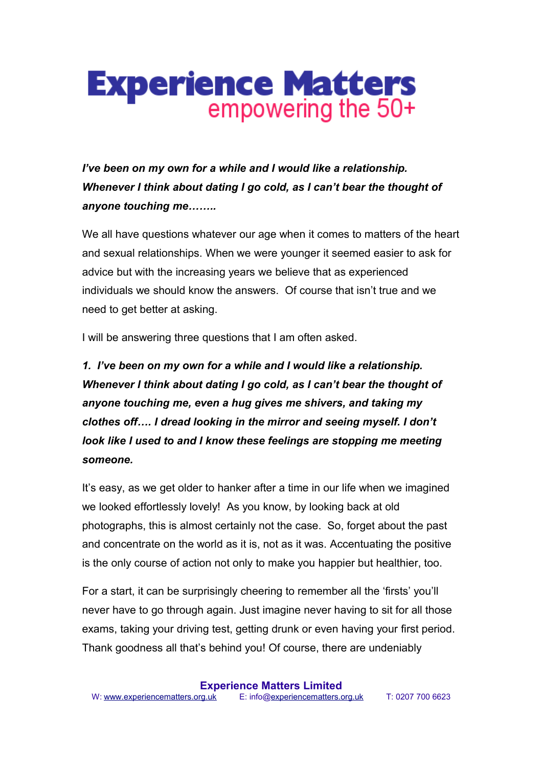# Experience Matters

## empowering the 50+

***I've been on my own for a while and I would like a relationship. Whenever I think about dating I go cold, as I can't bear the thought of anyone touching me……..***

We all have questions whatever our age when it comes to matters of the heart and sexual relationships. When we were younger it seemed easier to ask for advice but with the increasing years we believe that as experienced individuals we should know the answers. Of course that isn't true and we need to get better at asking.

I will be answering three questions that I am often asked.

***1. I've been on my own for a while and I would like a relationship. Whenever I think about dating I go cold, as I can't bear the thought of anyone touching me, even a hug gives me shivers, and taking my clothes off…. I dread looking in the mirror and seeing myself. I don't look like I used to and I know these feelings are stopping me meeting someone.***

It's easy, as we get older to hanker after a time in our life when we imagined we looked effortlessly lovely! As you know, by looking back at old photographs, this is almost certainly not the case. So, forget about the past and concentrate on the world as it is, not as it was. Accentuating the positive is the only course of action not only to make you happier but healthier, too.

For a start, it can be surprisingly cheering to remember all the 'firsts' you'll never have to go through again. Just imagine never having to sit for all those exams, taking your driving test, getting drunk or even having your first period. Thank goodness all that's behind you! Of course, there are undeniably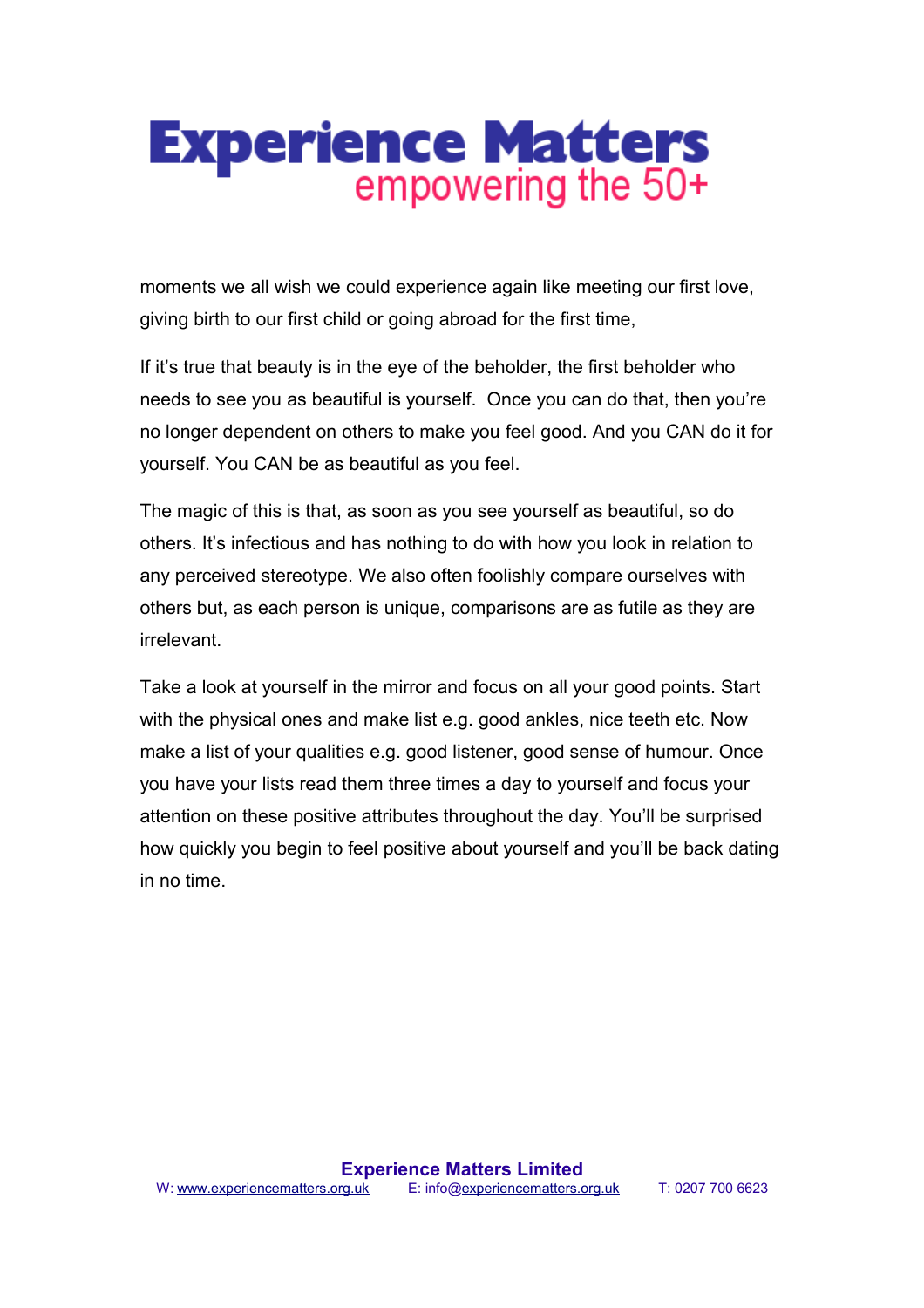moments we all wish we could experience again like meeting our first love, giving birth to our first child or going abroad for the first time,

If it's true that beauty is in the eye of the beholder, the first beholder who needs to see you as beautiful is yourself. Once you can do that, then you're no longer dependent on others to make you feel good. And you CAN do it for yourself. You CAN be as beautiful as you feel.

The magic of this is that, as soon as you see yourself as beautiful, so do others. It's infectious and has nothing to do with how you look in relation to any perceived stereotype. We also often foolishly compare ourselves with others but, as each person is unique, comparisons are as futile as they are irrelevant.

Take a look at yourself in the mirror and focus on all your good points. Start with the physical ones and make list e.g. good ankles, nice teeth etc. Now make a list of your qualities e.g. good listener, good sense of humour. Once you have your lists read them three times a day to yourself and focus your attention on these positive attributes throughout the day. You'll be surprised how quickly you begin to feel positive about yourself and you'll be back dating in no time.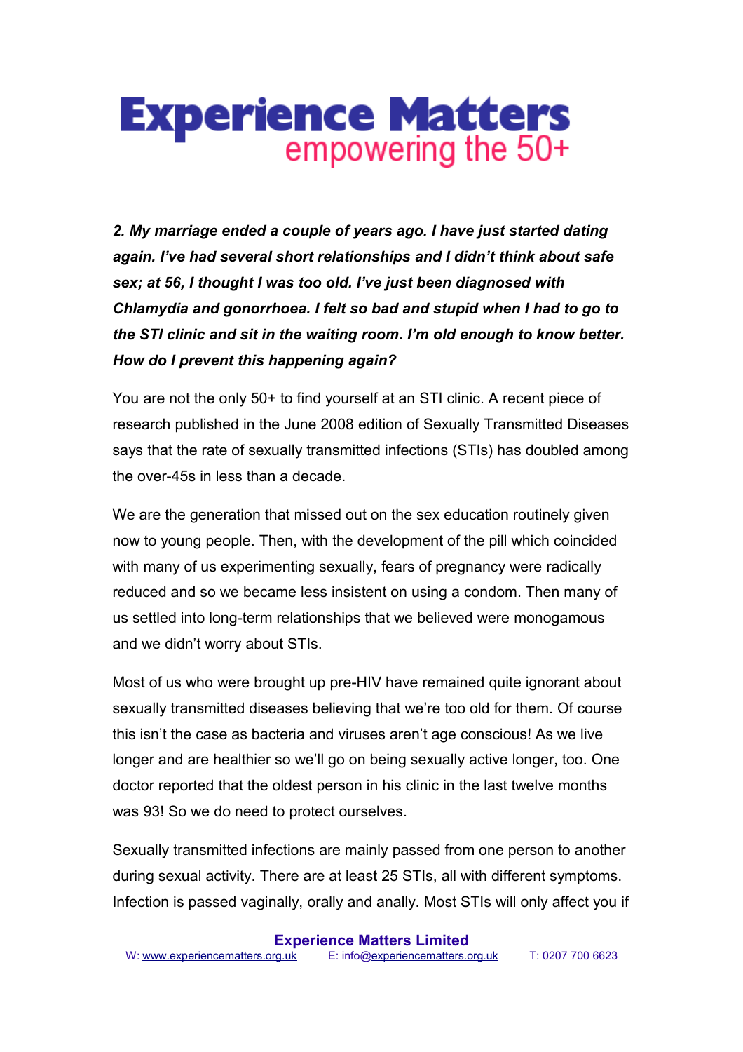***2. My marriage ended a couple of years ago. I have just started dating again. I've had several short relationships and I didn't think about safe sex; at 56, I thought I was too old. I've just been diagnosed with Chlamydia and gonorrhoea. I felt so bad and stupid when I had to go to the STI clinic and sit in the waiting room. I'm old enough to know better. How do I prevent this happening again?***

You are not the only 50+ to find yourself at an STI clinic. A recent piece of research published in the June 2008 edition of Sexually Transmitted Diseases says that the rate of sexually transmitted infections (STIs) has doubled among the over-45s in less than a decade.

We are the generation that missed out on the sex education routinely given now to young people. Then, with the development of the pill which coincided with many of us experimenting sexually, fears of pregnancy were radically reduced and so we became less insistent on using a condom. Then many of us settled into long-term relationships that we believed were monogamous and we didn't worry about STIs.

Most of us who were brought up pre-HIV have remained quite ignorant about sexually transmitted diseases believing that we're too old for them. Of course this isn't the case as bacteria and viruses aren't age conscious! As we live longer and are healthier so we'll go on being sexually active longer, too. One doctor reported that the oldest person in his clinic in the last twelve months was 93! So we do need to protect ourselves.

Sexually transmitted infections are mainly passed from one person to another during sexual activity. There are at least 25 STIs, all with different symptoms. Infection is passed vaginally, orally and anally. Most STIs will only affect you if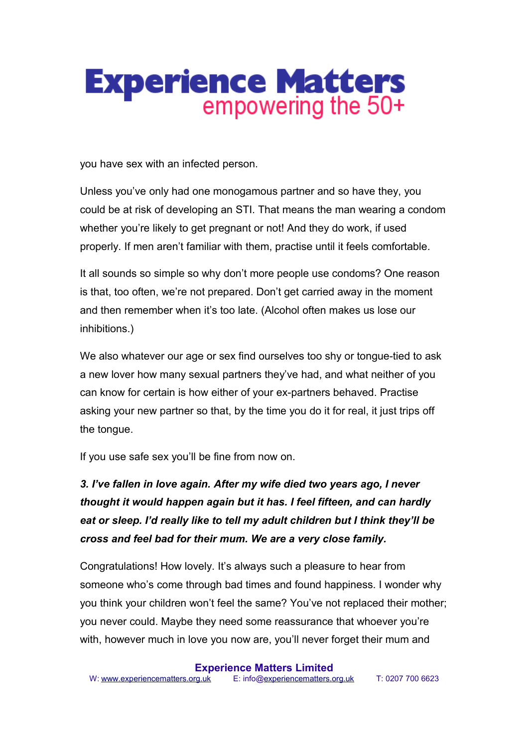you have sex with an infected person.

Unless you've only had one monogamous partner and so have they, you could be at risk of developing an STI. That means the man wearing a condom whether you're likely to get pregnant or not! And they do work, if used properly. If men aren't familiar with them, practise until it feels comfortable.

It all sounds so simple so why don't more people use condoms? One reason is that, too often, we're not prepared. Don't get carried away in the moment and then remember when it's too late. (Alcohol often makes us lose our inhibitions.)

We also whatever our age or sex find ourselves too shy or tongue-tied to ask a new lover how many sexual partners they've had, and what neither of you can know for certain is how either of your ex-partners behaved. Practise asking your new partner so that, by the time you do it for real, it just trips off the tongue.

If you use safe sex you'll be fine from now on.

***3. I've fallen in love again. After my wife died two years ago, I never thought it would happen again but it has. I feel fifteen, and can hardly eat or sleep. I'd really like to tell my adult children but I think they'll be cross and feel bad for their mum. We are a very close family.***

Congratulations! How lovely. It's always such a pleasure to hear from someone who's come through bad times and found happiness. I wonder why you think your children won't feel the same? You've not replaced their mother; you never could. Maybe they need some reassurance that whoever you're with, however much in love you now are, you'll never forget their mum and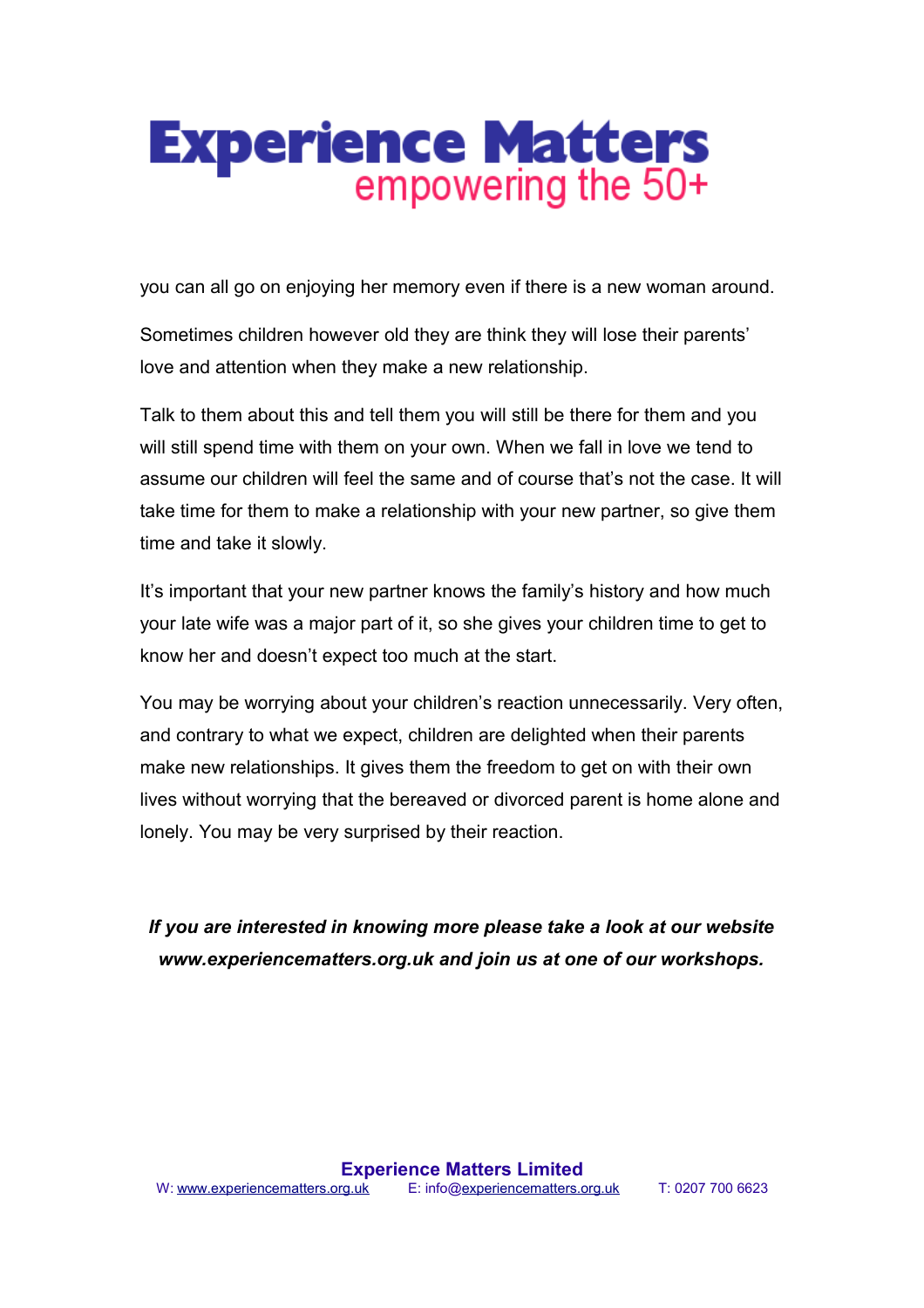you can all go on enjoying her memory even if there is a new woman around.

Sometimes children however old they are think they will lose their parents' love and attention when they make a new relationship.

Talk to them about this and tell them you will still be there for them and you will still spend time with them on your own. When we fall in love we tend to assume our children will feel the same and of course that's not the case. It will take time for them to make a relationship with your new partner, so give them time and take it slowly.

It's important that your new partner knows the family's history and how much your late wife was a major part of it, so she gives your children time to get to know her and doesn't expect too much at the start.

You may be worrying about your children's reaction unnecessarily. Very often, and contrary to what we expect, children are delighted when their parents make new relationships. It gives them the freedom to get on with their own lives without worrying that the bereaved or divorced parent is home alone and lonely. You may be very surprised by their reaction.

***If you are interested in knowing more please take a look at our website www.experiencematters.org.uk and join us at one of our workshops.***